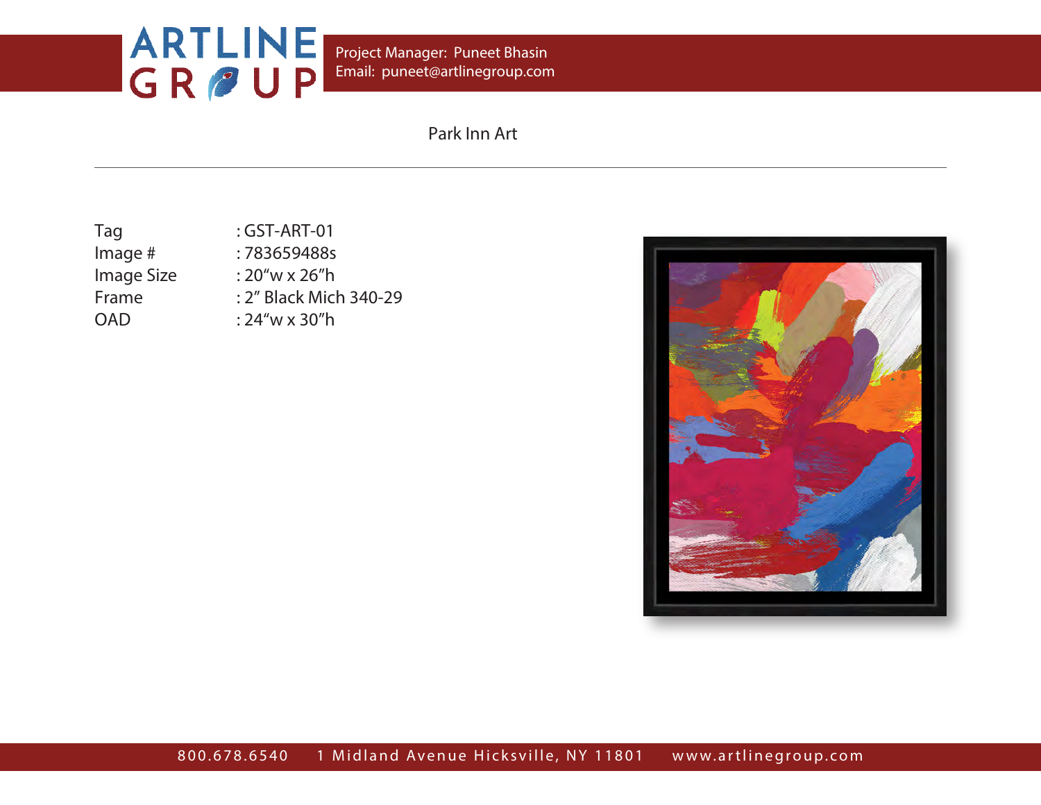ARTLINE GROUP

Project Manager: Puneet Bhasin
Email: puneet@artlinegroup.com

# Park Inn Art

---

| | |
|---|---|
| Tag | : GST-ART-01 |
| Image # | : 783659488s |
| Image Size | : 20"w x 26"h |
| Frame | : 2" Black Mich 340-29 |
| OAD | : 24"w x 30"h |

800.678.6540     1 Midland Avenue Hicksville, NY 11801     www.artlinegroup.com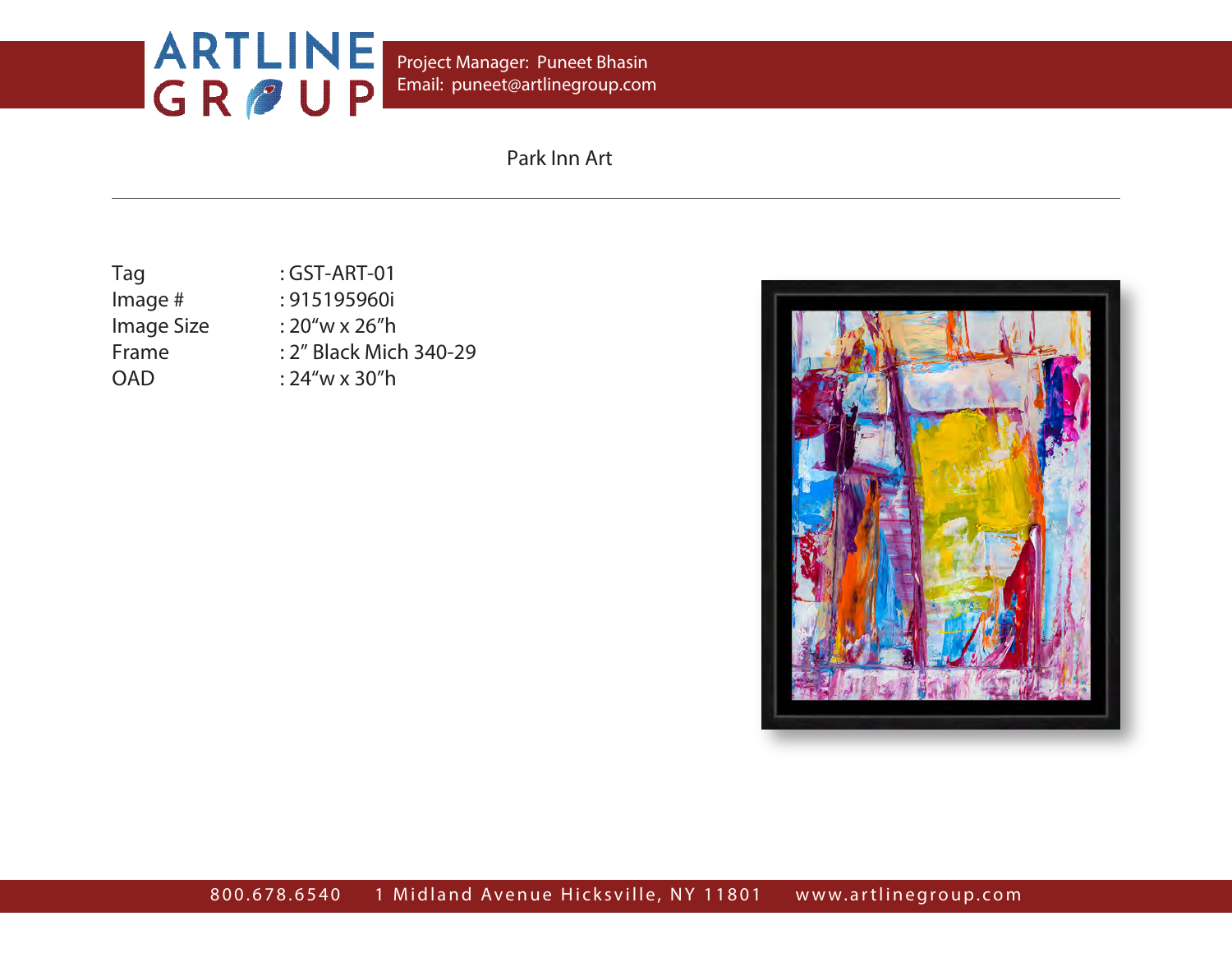Project Manager: Puneet Bhasin
Email: puneet@artlinegroup.com

Park Inn Art

Tag : GST-ART-01
Image # : 915195960i
Image Size : 20“w x 26”h
Frame : 2” Black Mich 340-29
OAD : 24“w x 30”h

800.678.6540 1 Midland Avenue Hicksville, NY 11801 www.artlinegroup.com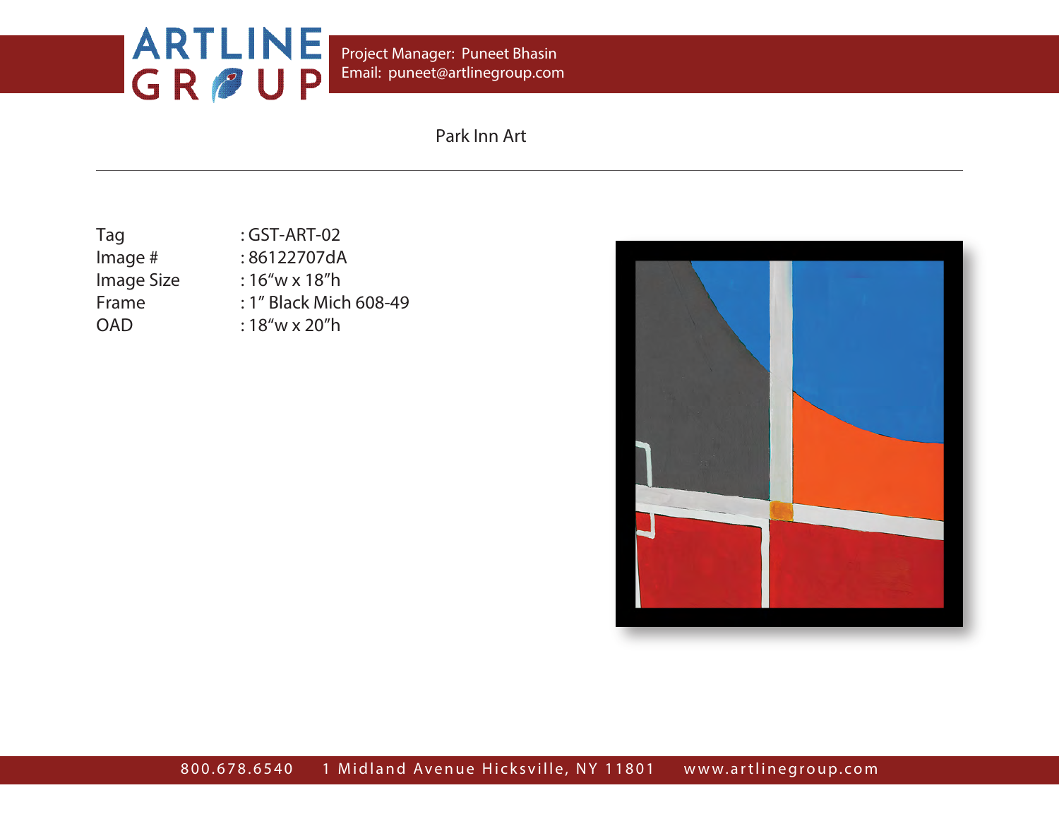Project Manager: Puneet Bhasin
Email: puneet@artlinegroup.com

Park Inn Art

| | |
|---|---|
| Tag | : GST-ART-02 |
| Image # | : 86122707dA |
| Image Size | : 16"w x 18"h |
| Frame | : 1" Black Mich 608-49 |
| OAD | : 18"w x 20"h |

800.678.6540 1 Midland Avenue Hicksville, NY 11801 www.artlinegroup.com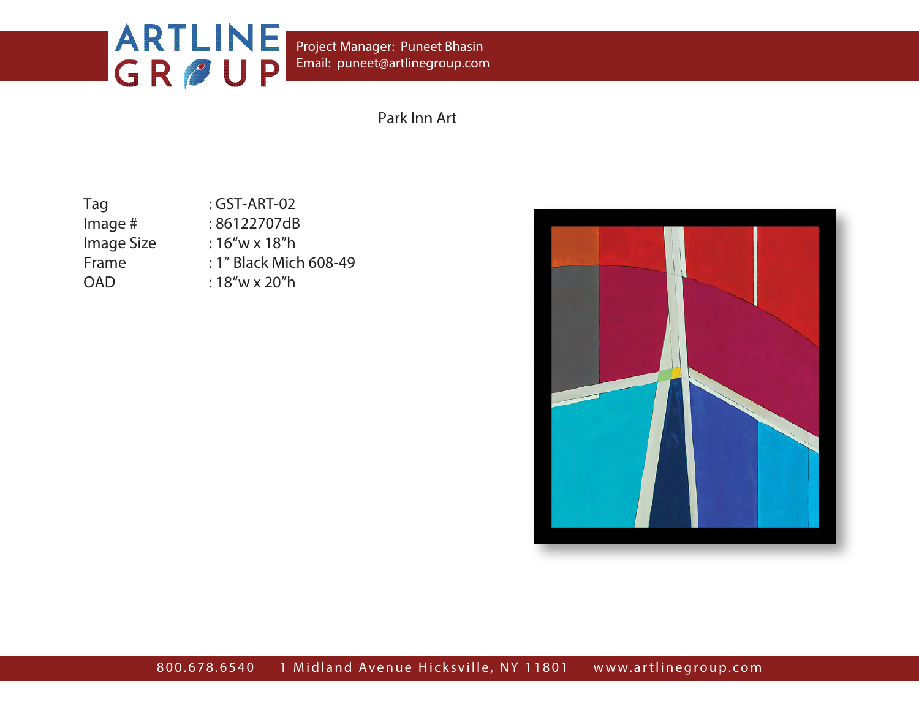Project Manager: Puneet Bhasin
Email: puneet@artlinegroup.com

Park Inn Art

| | |
|---|---|
| Tag | : GST-ART-02 |
| Image # | : 86122707dB |
| Image Size | : 16“w x 18”h |
| Frame | : 1” Black Mich 608-49 |
| OAD | : 18“w x 20”h |

800.678.6540 1 Midland Avenue Hicksville, NY 11801 www.artlinegroup.com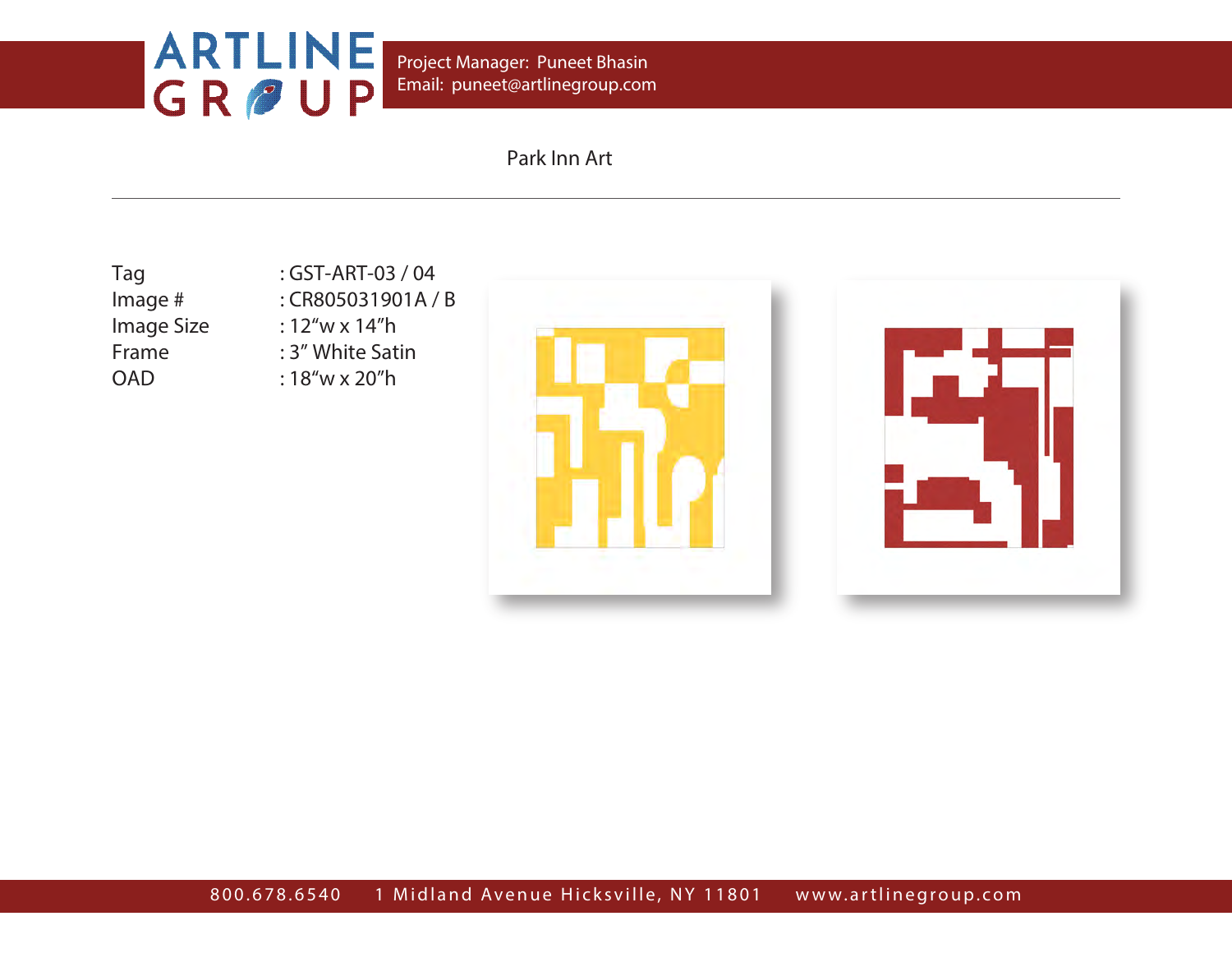Project Manager: Puneet Bhasin
Email: puneet@artlinegroup.com

# Park Inn Art

---

| | |
|---|---|
| Tag | : GST-ART-03 / 04 |
| Image # | : CR805031901A / B |
| Image Size | : 12“w x 14”h |
| Frame | : 3” White Satin |
| OAD | : 18“w x 20”h |

800.678.6540 1 Midland Avenue Hicksville, NY 11801 www.artlinegroup.com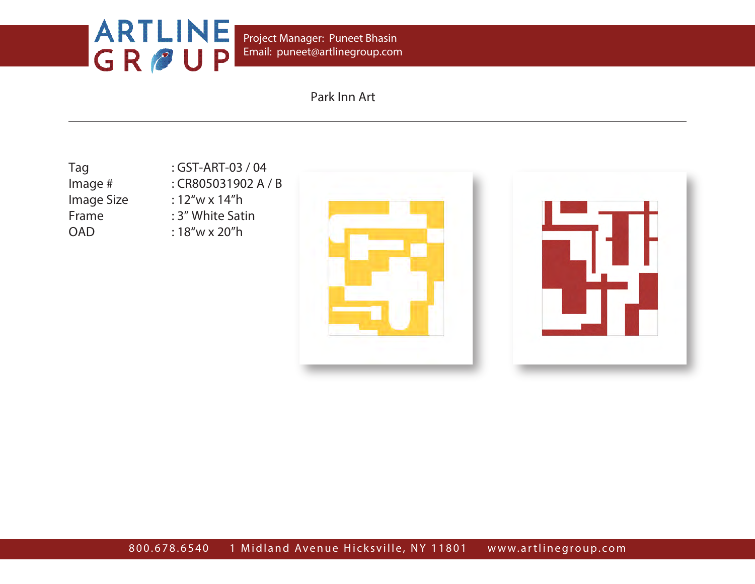Project Manager: Puneet Bhasin
Email: puneet@artlinegroup.com

# Park Inn Art

---

| | |
|---|---|
| Tag | : GST-ART-03 / 04 |
| Image # | : CR805031902 A / B |
| Image Size | : 12“w x 14”h |
| Frame | : 3” White Satin |
| OAD | : 18“w x 20”h |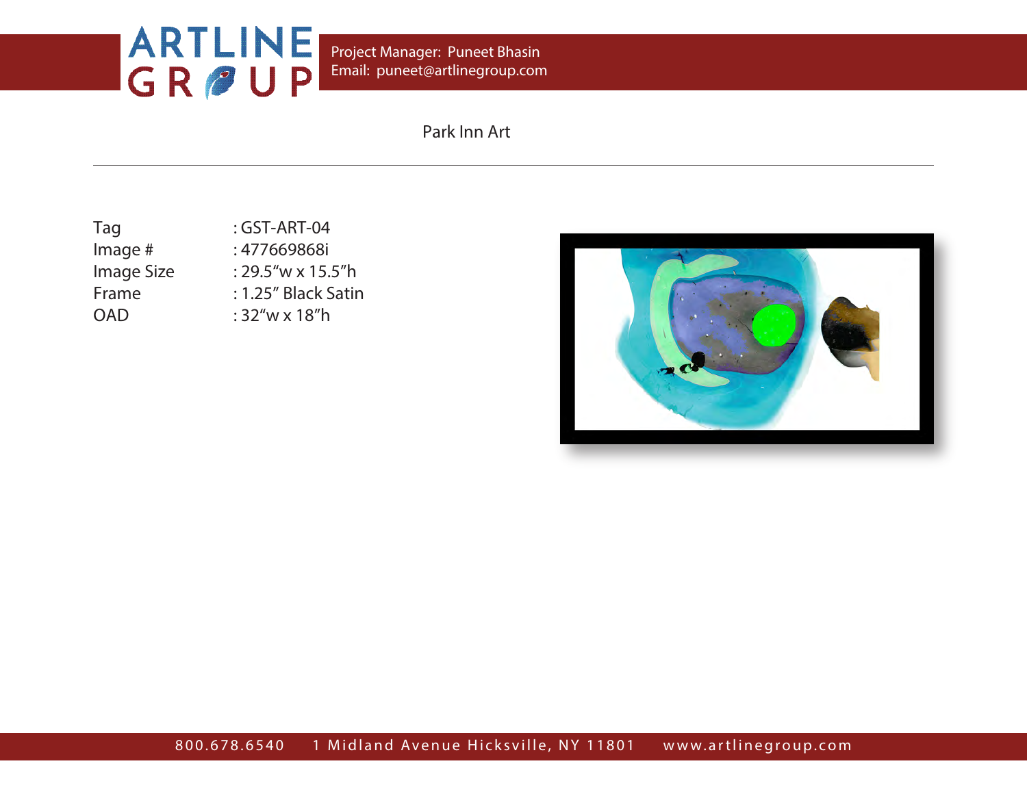Project Manager: Puneet Bhasin
Email: puneet@artlinegroup.com

Park Inn Art

| | |
|---|---|
| Tag | : GST-ART-04 |
| Image # | : 477669868i |
| Image Size | : 29.5"w x 15.5"h |
| Frame | : 1.25" Black Satin |
| OAD | : 32"w x 18"h |

800.678.6540 1 Midland Avenue Hicksville, NY 11801 www.artlinegroup.com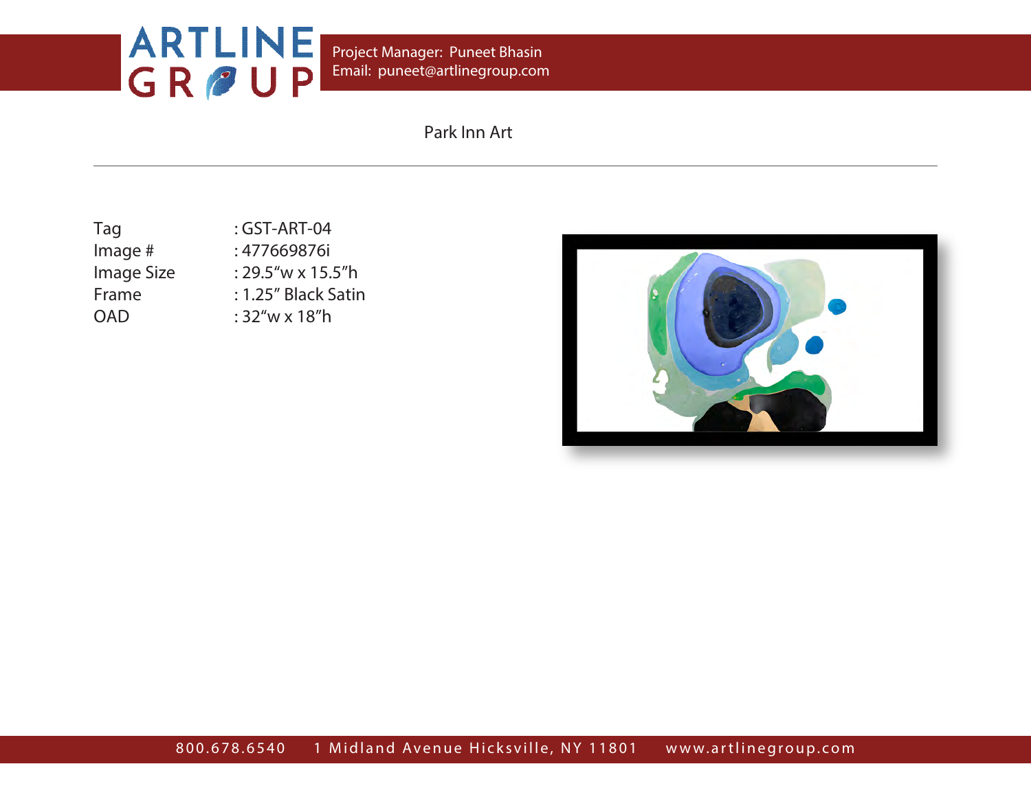Project Manager: Puneet Bhasin
Email: puneet@artlinegroup.com

Park Inn Art

| | |
|---|---|
| Tag | : GST-ART-04 |
| Image # | : 477669876i |
| Image Size | : 29.5"w x 15.5"h |
| Frame | : 1.25" Black Satin |
| OAD | : 32"w x 18"h |

800.678.6540 1 Midland Avenue Hicksville, NY 11801 www.artlinegroup.com